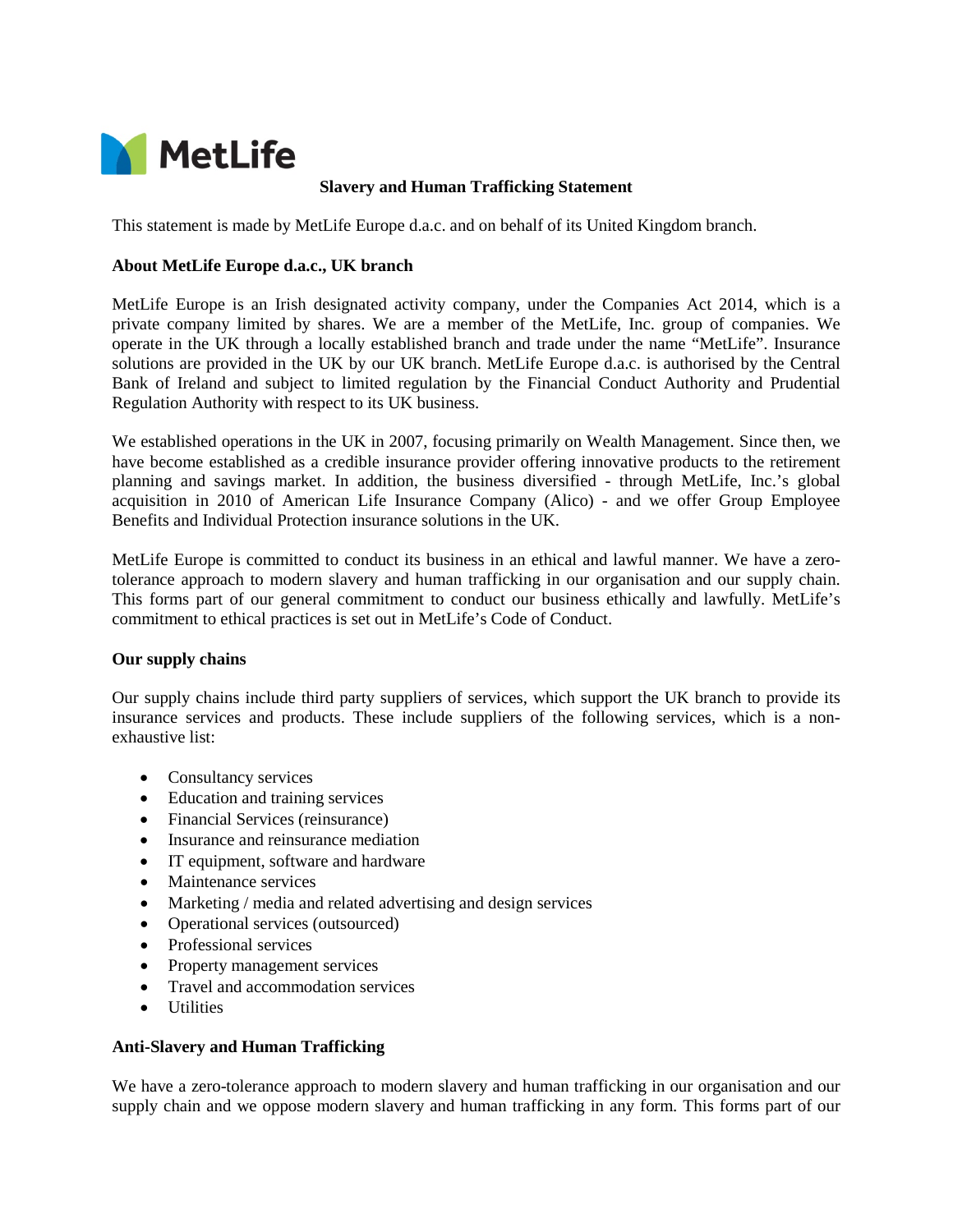MetLife

# Slavery and Human Trafficking Statement

This statement is made by MetLife Europe d.a.c. and on behalf of its United Kingdom branch.

## About MetLife Europe d.a.c., UK branch

MetLife Europe is an Irish designated activity company, under the Companies Act 2014, which is a private company limited by shares. We are a member of the MetLife, Inc. group of companies. We operate in the UK through a locally established branch and trade under the name "MetLife". Insurance solutions are provided in the UK by our UK branch. MetLife Europe d.a.c. is authorised by the Central Bank of Ireland and subject to limited regulation by the Financial Conduct Authority and Prudential Regulation Authority with respect to its UK business.

We established operations in the UK in 2007, focusing primarily on Wealth Management. Since then, we have become established as a credible insurance provider offering innovative products to the retirement planning and savings market. In addition, the business diversified - through MetLife, Inc.'s global acquisition in 2010 of American Life Insurance Company (Alico) - and we offer Group Employee Benefits and Individual Protection insurance solutions in the UK.

MetLife Europe is committed to conduct its business in an ethical and lawful manner. We have a zero-tolerance approach to modern slavery and human trafficking in our organisation and our supply chain. This forms part of our general commitment to conduct our business ethically and lawfully. MetLife's commitment to ethical practices is set out in MetLife's Code of Conduct.

## Our supply chains

Our supply chains include third party suppliers of services, which support the UK branch to provide its insurance services and products. These include suppliers of the following services, which is a non-exhaustive list:

- Consultancy services
- Education and training services
- Financial Services (reinsurance)
- Insurance and reinsurance mediation
- IT equipment, software and hardware
- Maintenance services
- Marketing / media and related advertising and design services
- Operational services (outsourced)
- Professional services
- Property management services
- Travel and accommodation services
- Utilities

## Anti-Slavery and Human Trafficking

We have a zero-tolerance approach to modern slavery and human trafficking in our organisation and our supply chain and we oppose modern slavery and human trafficking in any form. This forms part of our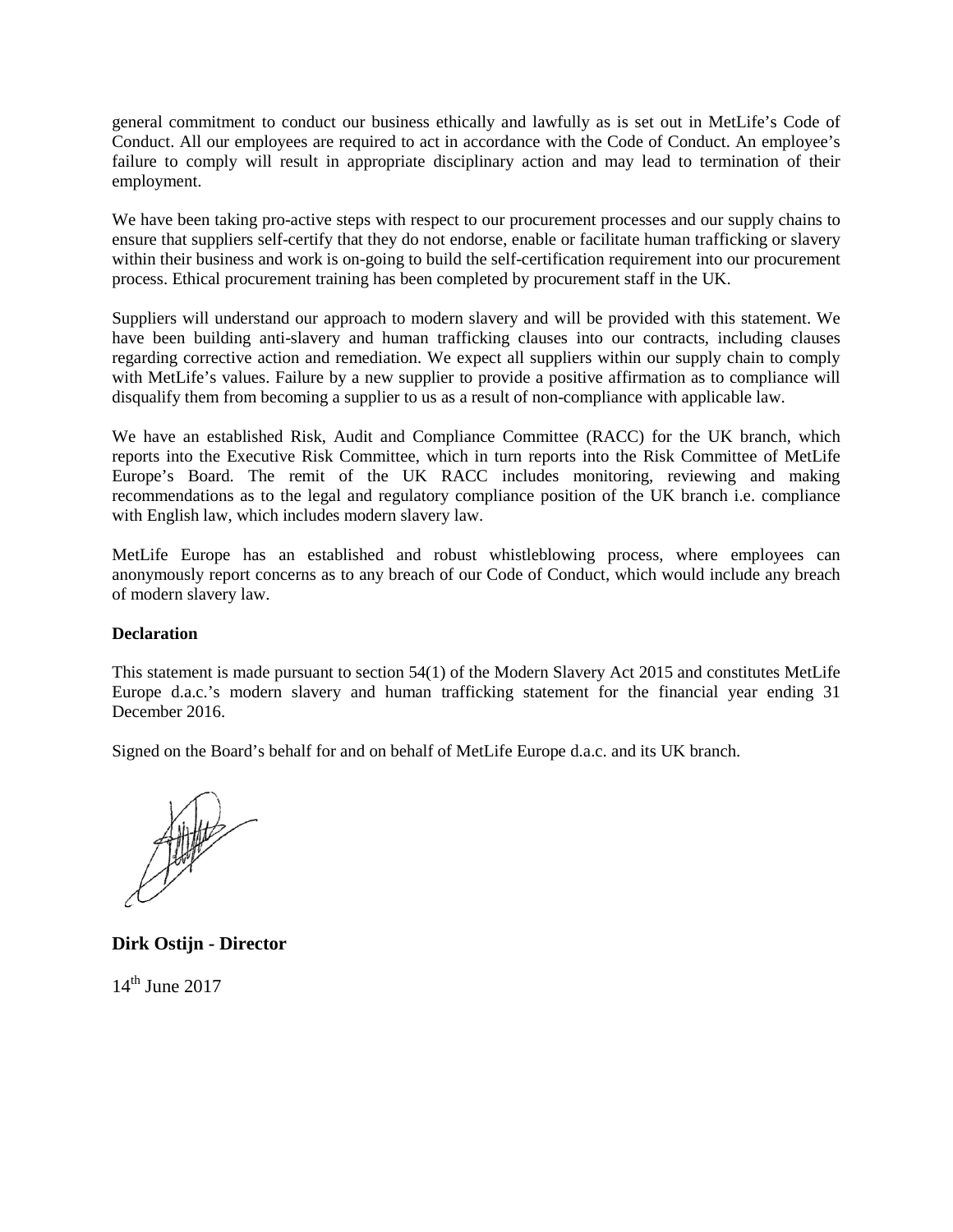general commitment to conduct our business ethically and lawfully as is set out in MetLife's Code of Conduct. All our employees are required to act in accordance with the Code of Conduct. An employee's failure to comply will result in appropriate disciplinary action and may lead to termination of their employment.

We have been taking pro-active steps with respect to our procurement processes and our supply chains to ensure that suppliers self-certify that they do not endorse, enable or facilitate human trafficking or slavery within their business and work is on-going to build the self-certification requirement into our procurement process. Ethical procurement training has been completed by procurement staff in the UK.

Suppliers will understand our approach to modern slavery and will be provided with this statement. We have been building anti-slavery and human trafficking clauses into our contracts, including clauses regarding corrective action and remediation. We expect all suppliers within our supply chain to comply with MetLife's values. Failure by a new supplier to provide a positive affirmation as to compliance will disqualify them from becoming a supplier to us as a result of non-compliance with applicable law.

We have an established Risk, Audit and Compliance Committee (RACC) for the UK branch, which reports into the Executive Risk Committee, which in turn reports into the Risk Committee of MetLife Europe's Board. The remit of the UK RACC includes monitoring, reviewing and making recommendations as to the legal and regulatory compliance position of the UK branch i.e. compliance with English law, which includes modern slavery law.

MetLife Europe has an established and robust whistleblowing process, where employees can anonymously report concerns as to any breach of our Code of Conduct, which would include any breach of modern slavery law.

**Declaration**

This statement is made pursuant to section 54(1) of the Modern Slavery Act 2015 and constitutes MetLife Europe d.a.c.'s modern slavery and human trafficking statement for the financial year ending 31 December 2016.

Signed on the Board's behalf for and on behalf of MetLife Europe d.a.c. and its UK branch.

**Dirk Ostijn - Director**

14th June 2017